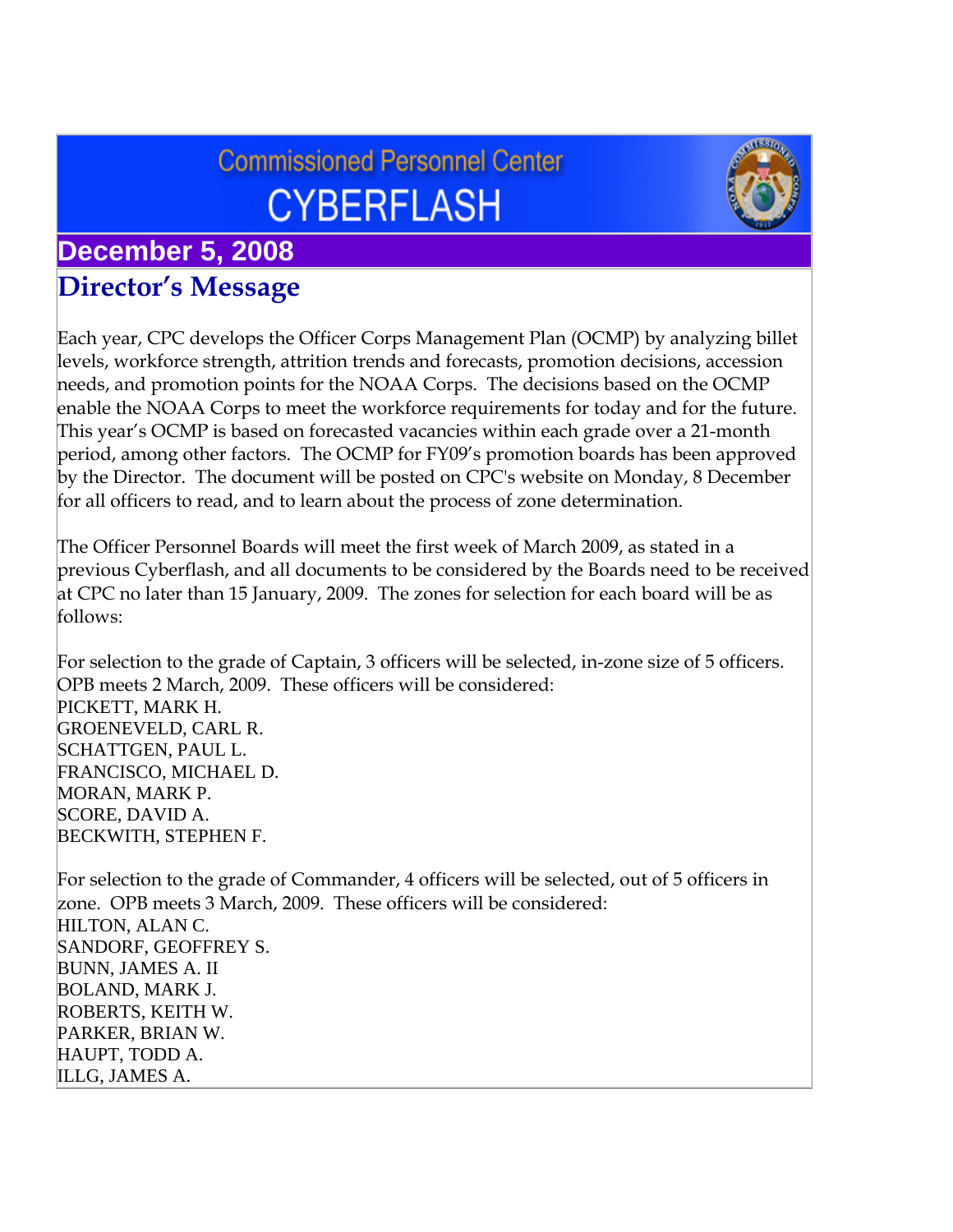# Commissioned Personnel Center CYBERFLASH

## December 5, 2008

## Director's Message

Each year, CPC develops the Officer Corps Management Plan (OCMP) by analyzing billet levels, workforce strength, attrition trends and forecasts, promotion decisions, accession needs, and promotion points for the NOAA Corps. The decisions based on the OCMP enable the NOAA Corps to meet the workforce requirements for today and for the future. This year's OCMP is based on forecasted vacancies within each grade over a 21-month period, among other factors. The OCMP for FY09's promotion boards has been approved by the Director. The document will be posted on CPC's website on Monday, 8 December for all officers to read, and to learn about the process of zone determination.

The Officer Personnel Boards will meet the first week of March 2009, as stated in a previous Cyberflash, and all documents to be considered by the Boards need to be received at CPC no later than 15 January, 2009. The zones for selection for each board will be as follows:

For selection to the grade of Captain, 3 officers will be selected, in-zone size of 5 officers. OPB meets 2 March, 2009. These officers will be considered:
PICKETT, MARK H.
GROENEVELD, CARL R.
SCHATTGEN, PAUL L.
FRANCISCO, MICHAEL D.
MORAN, MARK P.
SCORE, DAVID A.
BECKWITH, STEPHEN F.

For selection to the grade of Commander, 4 officers will be selected, out of 5 officers in zone. OPB meets 3 March, 2009. These officers will be considered:
HILTON, ALAN C.
SANDORF, GEOFFREY S.
BUNN, JAMES A. II
BOLAND, MARK J.
ROBERTS, KEITH W.
PARKER, BRIAN W.
HAUPT, TODD A.
ILLG, JAMES A.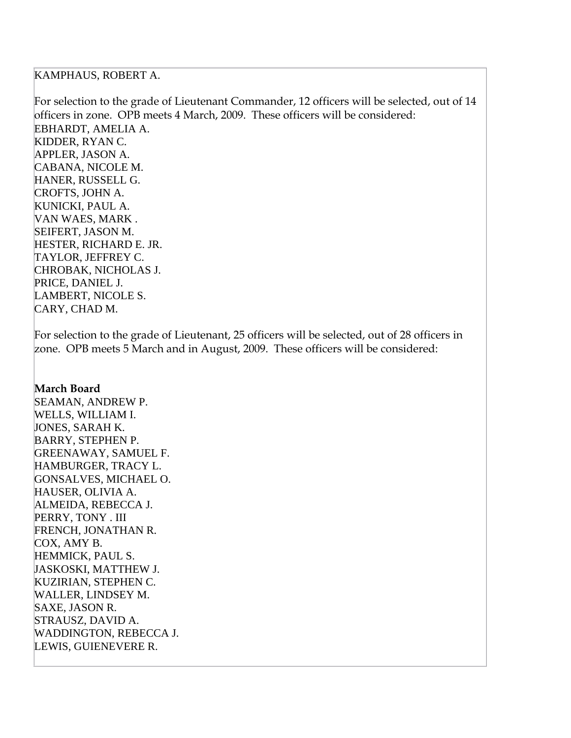KAMPHAUS, ROBERT A.

For selection to the grade of Lieutenant Commander, 12 officers will be selected, out of 14 officers in zone. OPB meets 4 March, 2009. These officers will be considered:
EBHARDT, AMELIA A.
KIDDER, RYAN C.
APPLER, JASON A.
CABANA, NICOLE M.
HANER, RUSSELL G.
CROFTS, JOHN A.
KUNICKI, PAUL A.
VAN WAES, MARK .
SEIFERT, JASON M.
HESTER, RICHARD E. JR.
TAYLOR, JEFFREY C.
CHROBAK, NICHOLAS J.
PRICE, DANIEL J.
LAMBERT, NICOLE S.
CARY, CHAD M.

For selection to the grade of Lieutenant, 25 officers will be selected, out of 28 officers in zone. OPB meets 5 March and in August, 2009. These officers will be considered:

**March Board**
SEAMAN, ANDREW P.
WELLS, WILLIAM I.
JONES, SARAH K.
BARRY, STEPHEN P.
GREENAWAY, SAMUEL F.
HAMBURGER, TRACY L.
GONSALVES, MICHAEL O.
HAUSER, OLIVIA A.
ALMEIDA, REBECCA J.
PERRY, TONY . III
FRENCH, JONATHAN R.
COX, AMY B.
HEMMICK, PAUL S.
JASKOSKI, MATTHEW J.
KUZIRIAN, STEPHEN C.
WALLER, LINDSEY M.
SAXE, JASON R.
STRAUSZ, DAVID A.
WADDINGTON, REBECCA J.
LEWIS, GUIENEVERE R.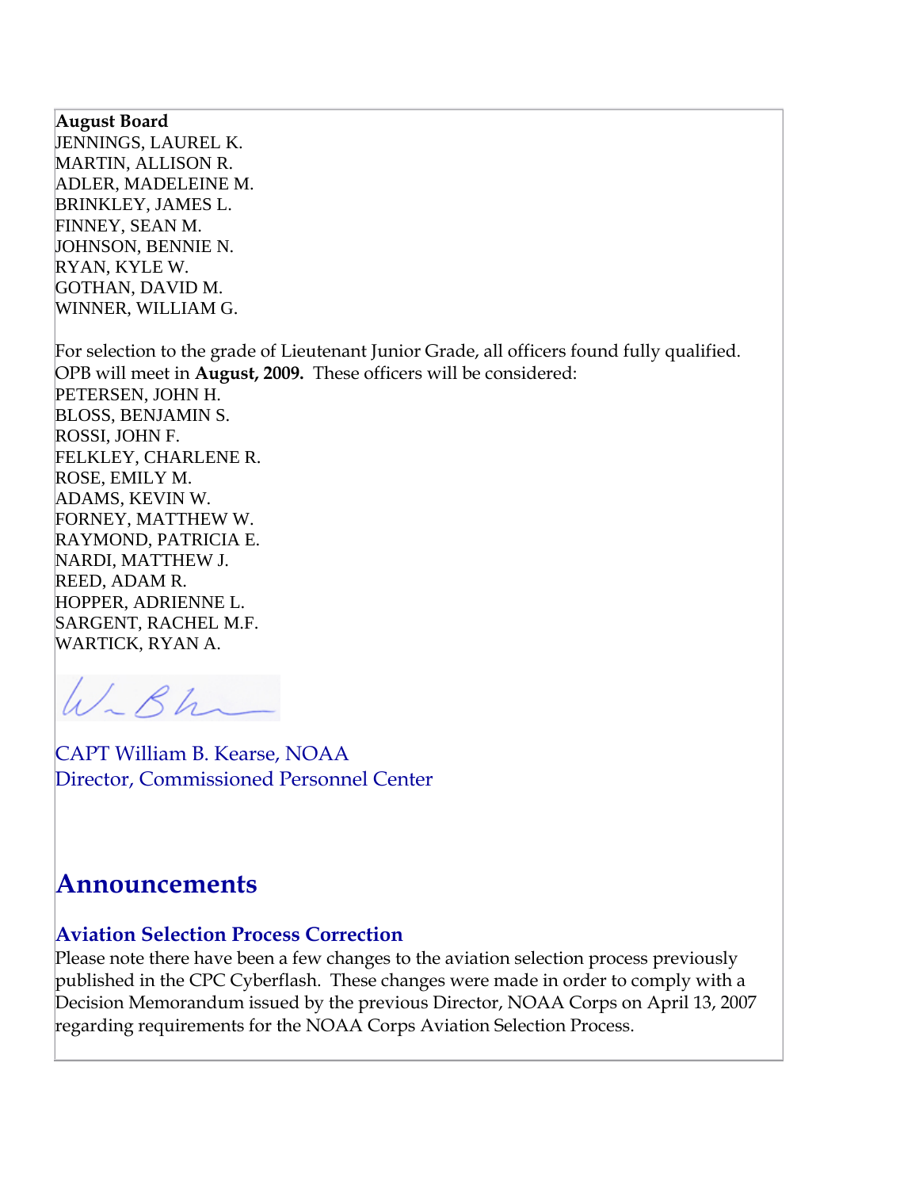**August Board**
JENNINGS, LAUREL K.
MARTIN, ALLISON R.
ADLER, MADELEINE M.
BRINKLEY, JAMES L.
FINNEY, SEAN M.
JOHNSON, BENNIE N.
RYAN, KYLE W.
GOTHAN, DAVID M.
WINNER, WILLIAM G.

For selection to the grade of Lieutenant Junior Grade, all officers found fully qualified. OPB will meet in **August, 2009.** These officers will be considered:
PETERSEN, JOHN H.
BLOSS, BENJAMIN S.
ROSSI, JOHN F.
FELKLEY, CHARLENE R.
ROSE, EMILY M.
ADAMS, KEVIN W.
FORNEY, MATTHEW W.
RAYMOND, PATRICIA E.
NARDI, MATTHEW J.
REED, ADAM R.
HOPPER, ADRIENNE L.
SARGENT, RACHEL M.F.
WARTICK, RYAN A.

CAPT William B. Kearse, NOAA
Director, Commissioned Personnel Center

# Announcements

### Aviation Selection Process Correction

Please note there have been a few changes to the aviation selection process previously published in the CPC Cyberflash. These changes were made in order to comply with a Decision Memorandum issued by the previous Director, NOAA Corps on April 13, 2007 regarding requirements for the NOAA Corps Aviation Selection Process.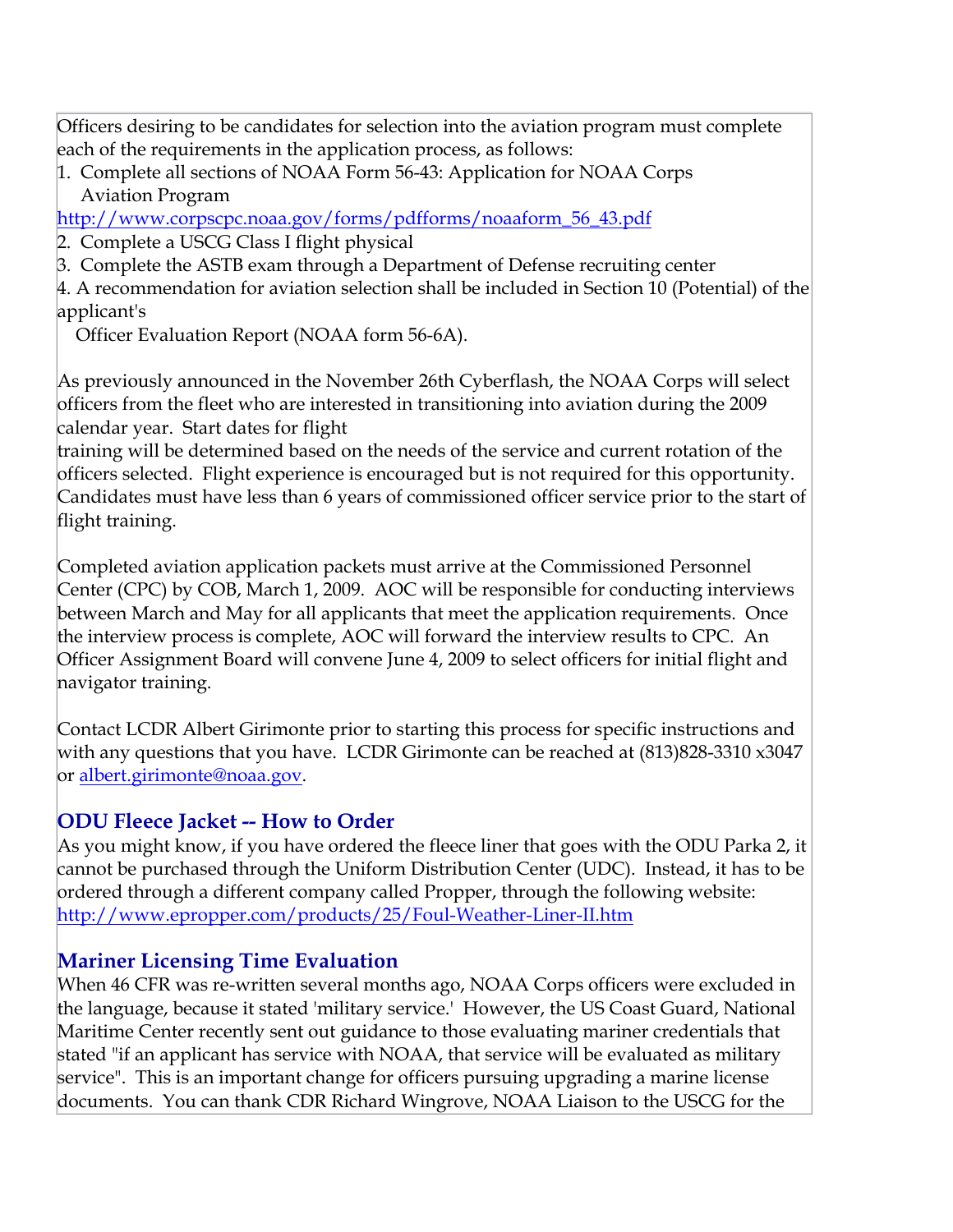Officers desiring to be candidates for selection into the aviation program must complete each of the requirements in the application process, as follows:

1. Complete all sections of NOAA Form 56-43: Application for NOAA Corps Aviation Program
http://www.corpscpc.noaa.gov/forms/pdfforms/noaaform_56_43.pdf
2. Complete a USCG Class I flight physical
3. Complete the ASTB exam through a Department of Defense recruiting center
4. A recommendation for aviation selection shall be included in Section 10 (Potential) of the applicant's Officer Evaluation Report (NOAA form 56-6A).

As previously announced in the November 26th Cyberflash, the NOAA Corps will select officers from the fleet who are interested in transitioning into aviation during the 2009 calendar year. Start dates for flight training will be determined based on the needs of the service and current rotation of the officers selected. Flight experience is encouraged but is not required for this opportunity. Candidates must have less than 6 years of commissioned officer service prior to the start of flight training.

Completed aviation application packets must arrive at the Commissioned Personnel Center (CPC) by COB, March 1, 2009. AOC will be responsible for conducting interviews between March and May for all applicants that meet the application requirements. Once the interview process is complete, AOC will forward the interview results to CPC. An Officer Assignment Board will convene June 4, 2009 to select officers for initial flight and navigator training.

Contact LCDR Albert Girimonte prior to starting this process for specific instructions and with any questions that you have. LCDR Girimonte can be reached at (813)828-3310 x3047 or albert.girimonte@noaa.gov.

## ODU Fleece Jacket -- How to Order

As you might know, if you have ordered the fleece liner that goes with the ODU Parka 2, it cannot be purchased through the Uniform Distribution Center (UDC). Instead, it has to be ordered through a different company called Propper, through the following website:
http://www.epropper.com/products/25/Foul-Weather-Liner-II.htm

## Mariner Licensing Time Evaluation

When 46 CFR was re-written several months ago, NOAA Corps officers were excluded in the language, because it stated 'military service.' However, the US Coast Guard, National Maritime Center recently sent out guidance to those evaluating mariner credentials that stated "if an applicant has service with NOAA, that service will be evaluated as military service". This is an important change for officers pursuing upgrading a marine license documents. You can thank CDR Richard Wingrove, NOAA Liaison to the USCG for the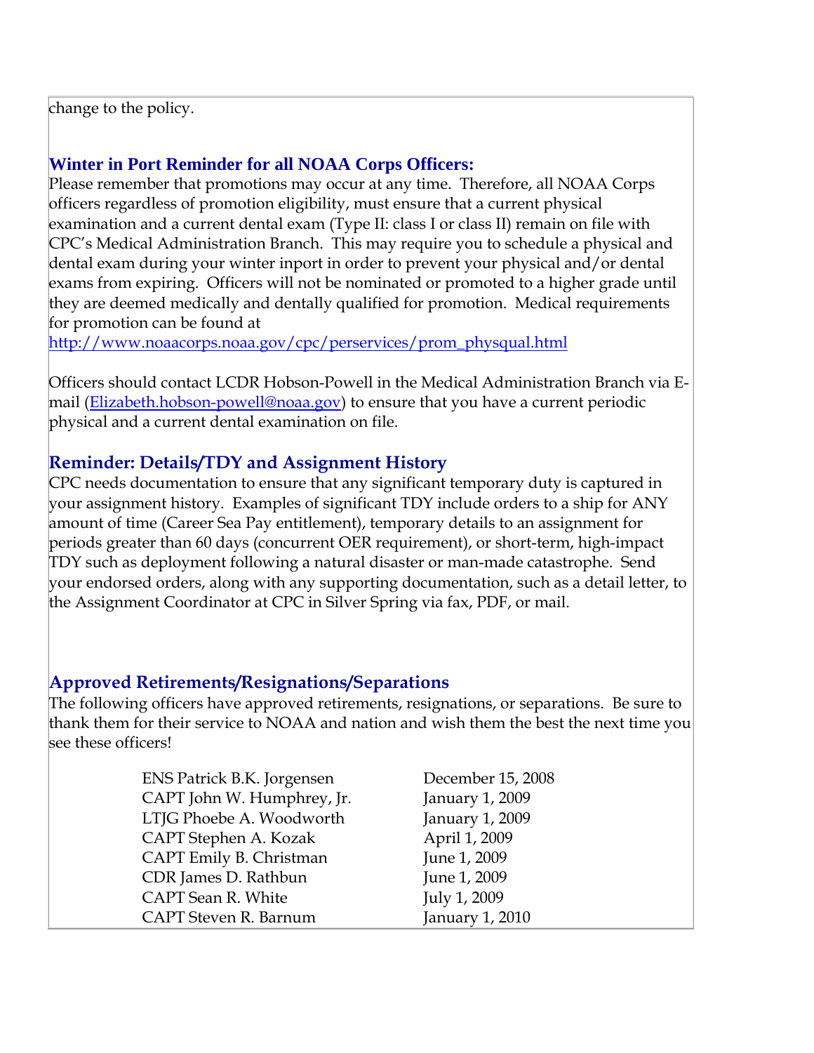change to the policy.

### Winter in Port Reminder for all NOAA Corps Officers:

Please remember that promotions may occur at any time. Therefore, all NOAA Corps officers regardless of promotion eligibility, must ensure that a current physical examination and a current dental exam (Type II: class I or class II) remain on file with CPC's Medical Administration Branch. This may require you to schedule a physical and dental exam during your winter inport in order to prevent your physical and/or dental exams from expiring. Officers will not be nominated or promoted to a higher grade until they are deemed medically and dentally qualified for promotion. Medical requirements for promotion can be found at [http://www.noaacorps.noaa.gov/cpc/perservices/prom_physqual.html](http://www.noaacorps.noaa.gov/cpc/perservices/prom_physqual.html)

Officers should contact LCDR Hobson-Powell in the Medical Administration Branch via E-mail ([Elizabeth.hobson-powell@noaa.gov](mailto:Elizabeth.hobson-powell@noaa.gov)) to ensure that you have a current periodic physical and a current dental examination on file.

### Reminder: Details/TDY and Assignment History

CPC needs documentation to ensure that any significant temporary duty is captured in your assignment history. Examples of significant TDY include orders to a ship for ANY amount of time (Career Sea Pay entitlement), temporary details to an assignment for periods greater than 60 days (concurrent OER requirement), or short-term, high-impact TDY such as deployment following a natural disaster or man-made catastrophe. Send your endorsed orders, along with any supporting documentation, such as a detail letter, to the Assignment Coordinator at CPC in Silver Spring via fax, PDF, or mail.

### Approved Retirements/Resignations/Separations

The following officers have approved retirements, resignations, or separations. Be sure to thank them for their service to NOAA and nation and wish them the best the next time you see these officers!

| Officer | Date |
|---|---|
| ENS Patrick B.K. Jorgensen | December 15, 2008 |
| CAPT John W. Humphrey, Jr. | January 1, 2009 |
| LTJG Phoebe A. Woodworth | January 1, 2009 |
| CAPT Stephen A. Kozak | April 1, 2009 |
| CAPT Emily B. Christman | June 1, 2009 |
| CDR James D. Rathbun | June 1, 2009 |
| CAPT Sean R. White | July 1, 2009 |
| CAPT Steven R. Barnum | January 1, 2010 |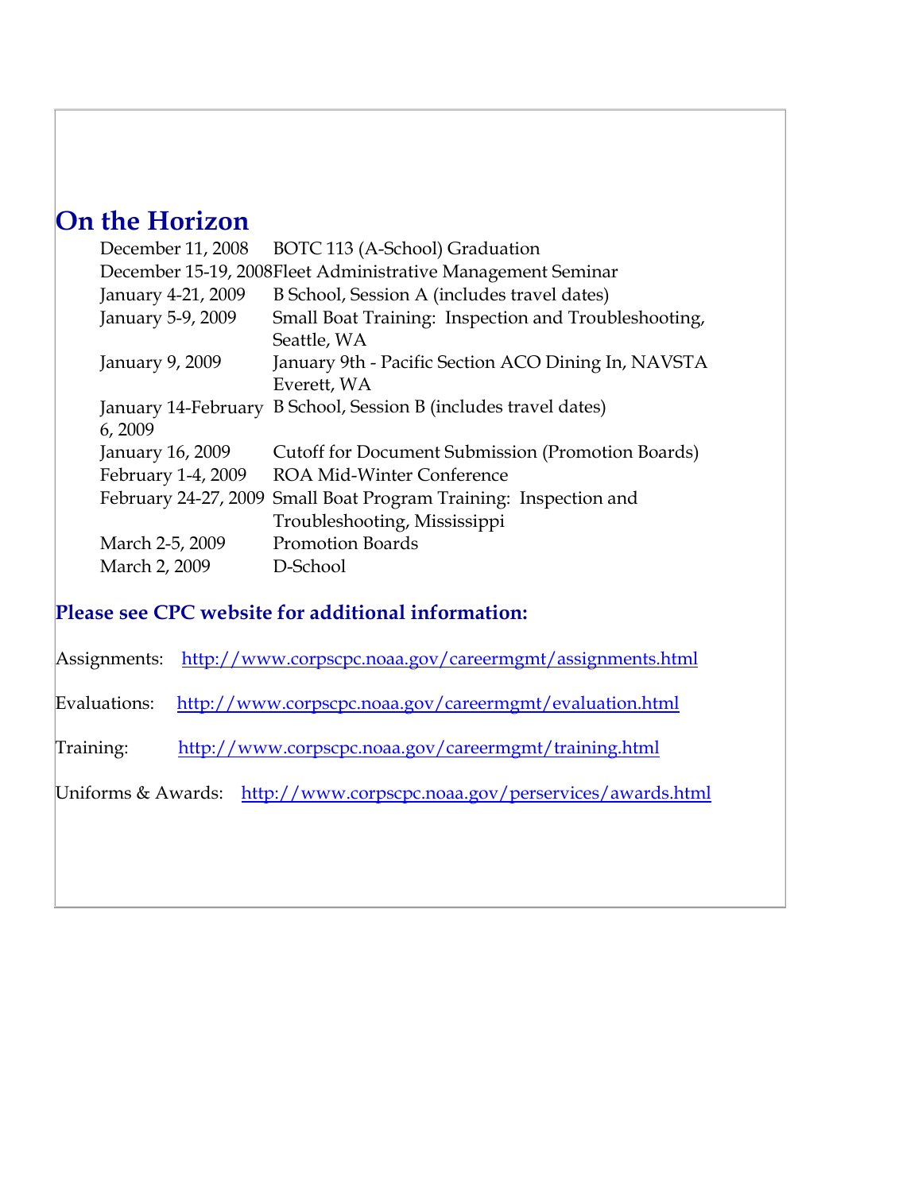## On the Horizon

| | |
|---|---|
| December 11, 2008 | BOTC 113 (A-School) Graduation |
| December 15-19, 2008 | Fleet Administrative Management Seminar |
| January 4-21, 2009 | B School, Session A (includes travel dates) |
| January 5-9, 2009 | Small Boat Training: Inspection and Troubleshooting, Seattle, WA |
| January 9, 2009 | January 9th - Pacific Section ACO Dining In, NAVSTA Everett, WA |
| January 14-February 6, 2009 | B School, Session B (includes travel dates) |
| January 16, 2009 | Cutoff for Document Submission (Promotion Boards) |
| February 1-4, 2009 | ROA Mid-Winter Conference |
| February 24-27, 2009 | Small Boat Program Training: Inspection and Troubleshooting, Mississippi |
| March 2-5, 2009 | Promotion Boards |
| March 2, 2009 | D-School |

### Please see CPC website for additional information:

Assignments: http://www.corpscpc.noaa.gov/careermgmt/assignments.html

Evaluations: http://www.corpscpc.noaa.gov/careermgmt/evaluation.html

Training: http://www.corpscpc.noaa.gov/careermgmt/training.html

Uniforms & Awards: http://www.corpscpc.noaa.gov/perservices/awards.html